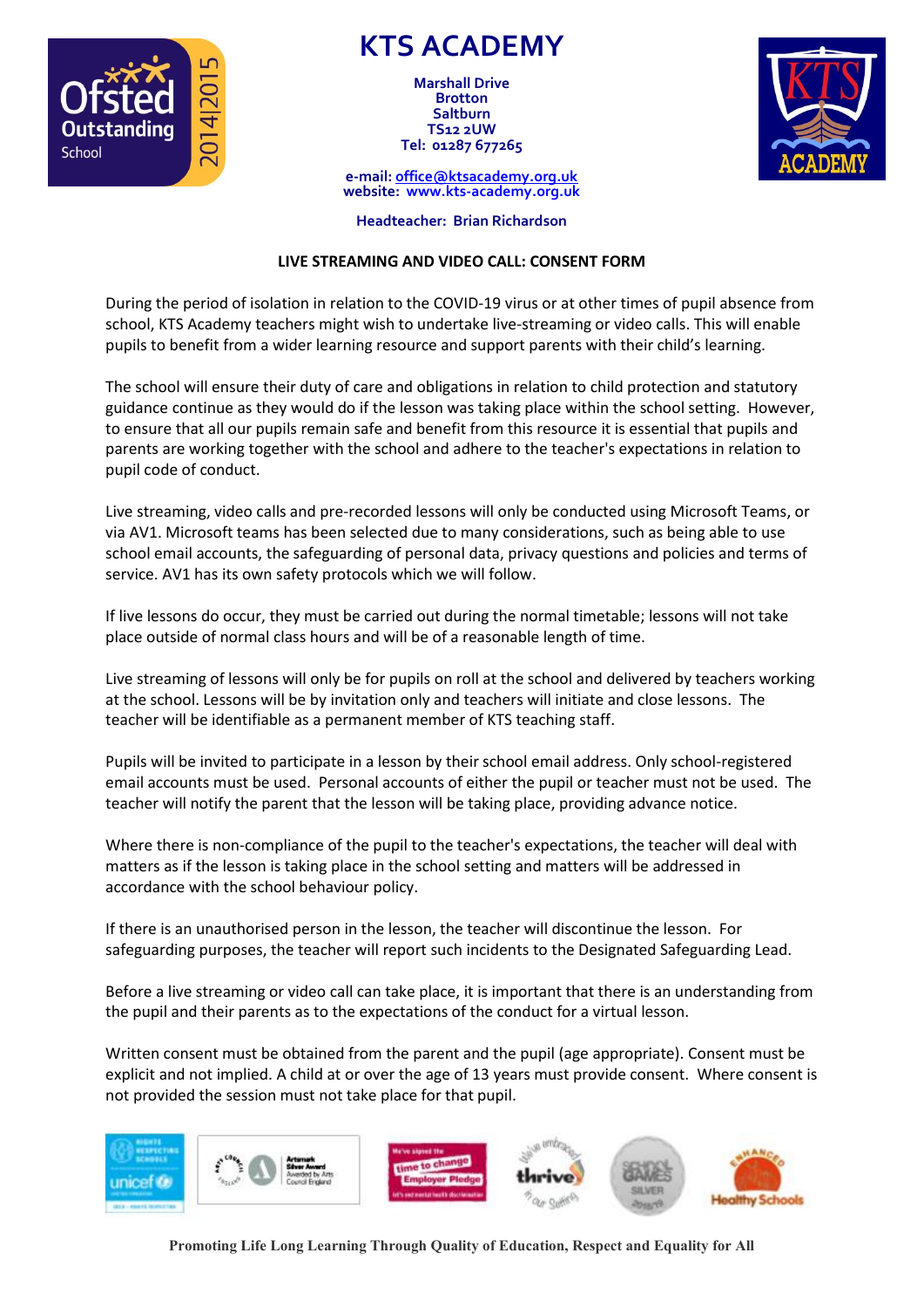# KTS ACADEMY

**Marshall Drive**
**Brotton**
**Saltburn**
**TS12 2UW**
**Tel: 01287 677265**

**e-mail: office@ktsacademy.org.uk**
**website: www.kts-academy.org.uk**

**Headteacher: Brian Richardson**

## LIVE STREAMING AND VIDEO CALL: CONSENT FORM

During the period of isolation in relation to the COVID-19 virus or at other times of pupil absence from school, KTS Academy teachers might wish to undertake live-streaming or video calls. This will enable pupils to benefit from a wider learning resource and support parents with their child's learning.

The school will ensure their duty of care and obligations in relation to child protection and statutory guidance continue as they would do if the lesson was taking place within the school setting. However, to ensure that all our pupils remain safe and benefit from this resource it is essential that pupils and parents are working together with the school and adhere to the teacher's expectations in relation to pupil code of conduct.

Live streaming, video calls and pre-recorded lessons will only be conducted using Microsoft Teams, or via AV1. Microsoft teams has been selected due to many considerations, such as being able to use school email accounts, the safeguarding of personal data, privacy questions and policies and terms of service. AV1 has its own safety protocols which we will follow.

If live lessons do occur, they must be carried out during the normal timetable; lessons will not take place outside of normal class hours and will be of a reasonable length of time.

Live streaming of lessons will only be for pupils on roll at the school and delivered by teachers working at the school. Lessons will be by invitation only and teachers will initiate and close lessons. The teacher will be identifiable as a permanent member of KTS teaching staff.

Pupils will be invited to participate in a lesson by their school email address. Only school-registered email accounts must be used. Personal accounts of either the pupil or teacher must not be used. The teacher will notify the parent that the lesson will be taking place, providing advance notice.

Where there is non-compliance of the pupil to the teacher's expectations, the teacher will deal with matters as if the lesson is taking place in the school setting and matters will be addressed in accordance with the school behaviour policy.

If there is an unauthorised person in the lesson, the teacher will discontinue the lesson. For safeguarding purposes, the teacher will report such incidents to the Designated Safeguarding Lead.

Before a live streaming or video call can take place, it is important that there is an understanding from the pupil and their parents as to the expectations of the conduct for a virtual lesson.

Written consent must be obtained from the parent and the pupil (age appropriate). Consent must be explicit and not implied. A child at or over the age of 13 years must provide consent. Where consent is not provided the session must not take place for that pupil.

**Promoting Life Long Learning Through Quality of Education, Respect and Equality for All**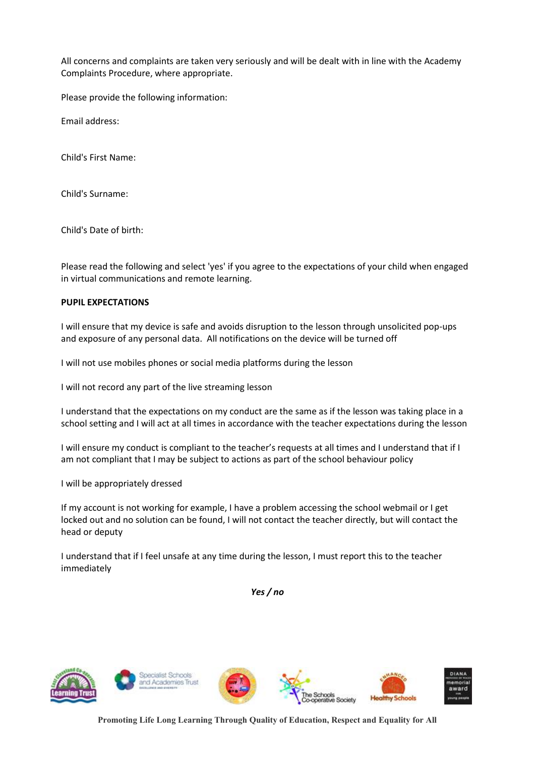All concerns and complaints are taken very seriously and will be dealt with in line with the Academy Complaints Procedure, where appropriate.

Please provide the following information:

Email address:

Child's First Name:

Child's Surname:

Child's Date of birth:

Please read the following and select 'yes' if you agree to the expectations of your child when engaged in virtual communications and remote learning.

**PUPIL EXPECTATIONS**

I will ensure that my device is safe and avoids disruption to the lesson through unsolicited pop-ups and exposure of any personal data. All notifications on the device will be turned off

I will not use mobiles phones or social media platforms during the lesson

I will not record any part of the live streaming lesson

I understand that the expectations on my conduct are the same as if the lesson was taking place in a school setting and I will act at all times in accordance with the teacher expectations during the lesson

I will ensure my conduct is compliant to the teacher's requests at all times and I understand that if I am not compliant that I may be subject to actions as part of the school behaviour policy

I will be appropriately dressed

If my account is not working for example, I have a problem accessing the school webmail or I get locked out and no solution can be found, I will not contact the teacher directly, but will contact the head or deputy

I understand that if I feel unsafe at any time during the lesson, I must report this to the teacher immediately

***Yes / no***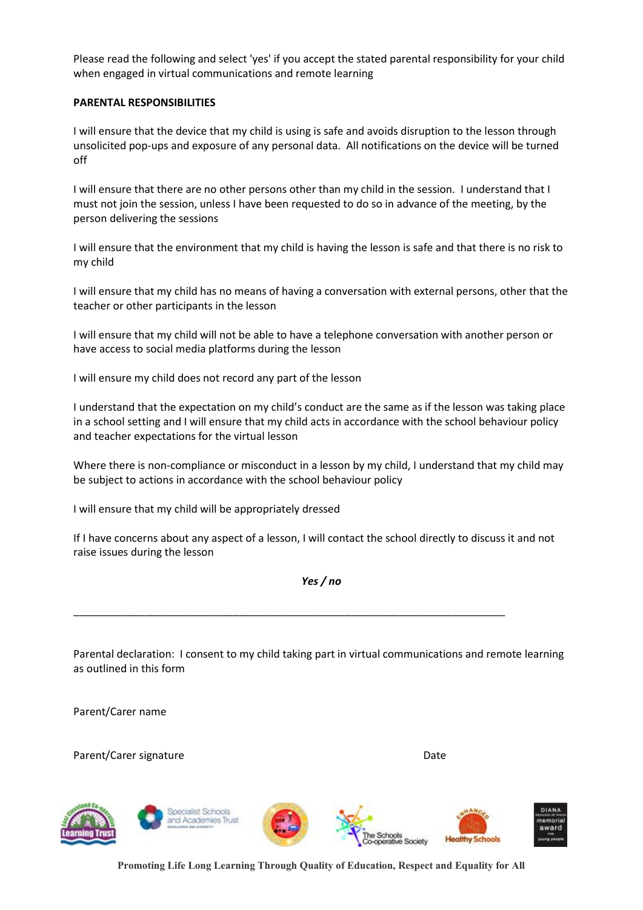Please read the following and select 'yes' if you accept the stated parental responsibility for your child when engaged in virtual communications and remote learning

**PARENTAL RESPONSIBILITIES**

I will ensure that the device that my child is using is safe and avoids disruption to the lesson through unsolicited pop-ups and exposure of any personal data. All notifications on the device will be turned off

I will ensure that there are no other persons other than my child in the session. I understand that I must not join the session, unless I have been requested to do so in advance of the meeting, by the person delivering the sessions

I will ensure that the environment that my child is having the lesson is safe and that there is no risk to my child

I will ensure that my child has no means of having a conversation with external persons, other that the teacher or other participants in the lesson

I will ensure that my child will not be able to have a telephone conversation with another person or have access to social media platforms during the lesson

I will ensure my child does not record any part of the lesson

I understand that the expectation on my child's conduct are the same as if the lesson was taking place in a school setting and I will ensure that my child acts in accordance with the school behaviour policy and teacher expectations for the virtual lesson

Where there is non-compliance or misconduct in a lesson by my child, I understand that my child may be subject to actions in accordance with the school behaviour policy

I will ensure that my child will be appropriately dressed

If I have concerns about any aspect of a lesson, I will contact the school directly to discuss it and not raise issues during the lesson

***Yes / no***

---

Parental declaration: I consent to my child taking part in virtual communications and remote learning as outlined in this form

Parent/Carer name

Parent/Carer signature Date

**Promoting Life Long Learning Through Quality of Education, Respect and Equality for All**